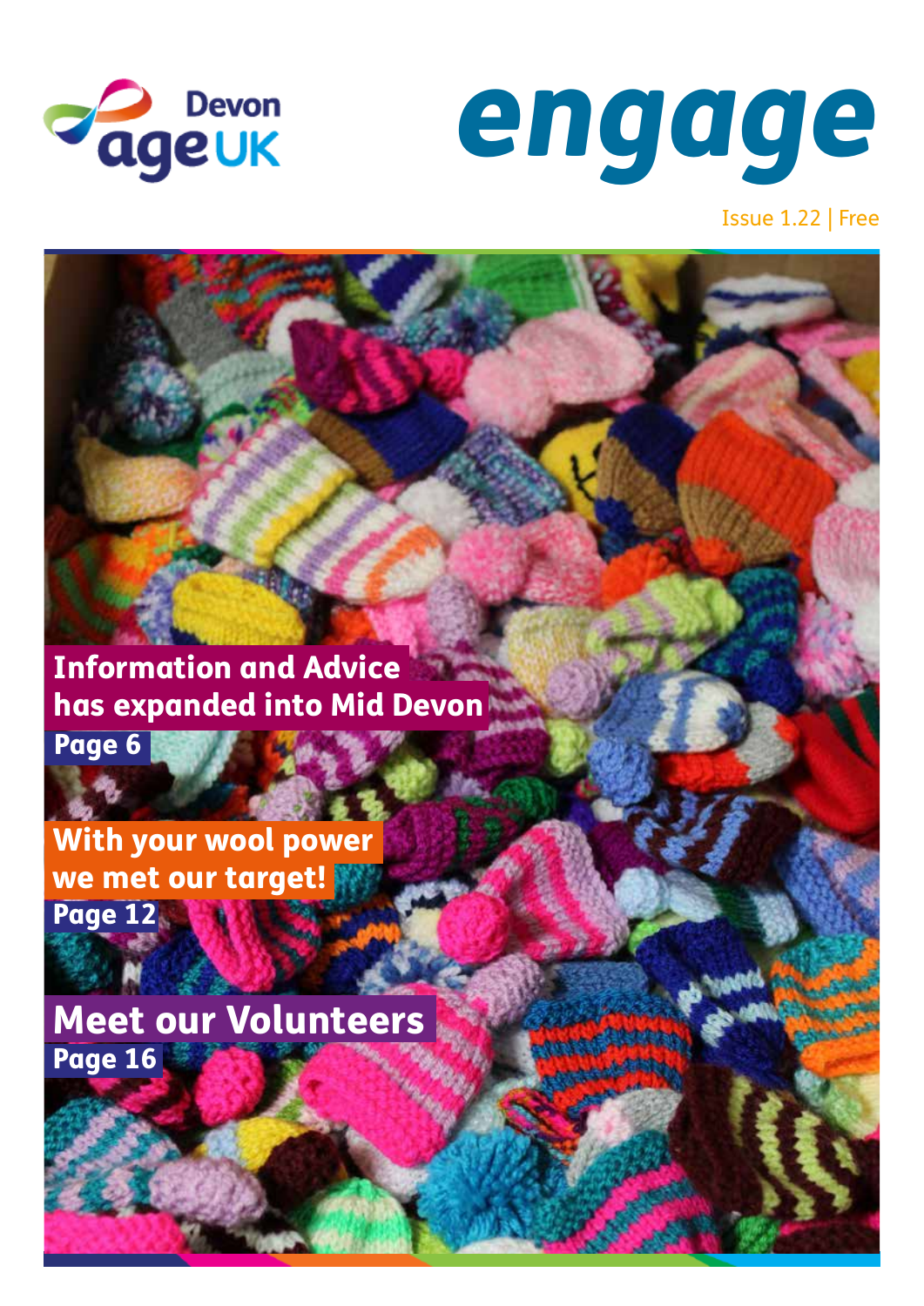Devon Age UK

# engage

Issue 1.22 | Free

**Information and Advice has expanded into Mid Devon**
Page 6

**With your wool power we met our target!**
Page 12

**Meet our Volunteers**
Page 16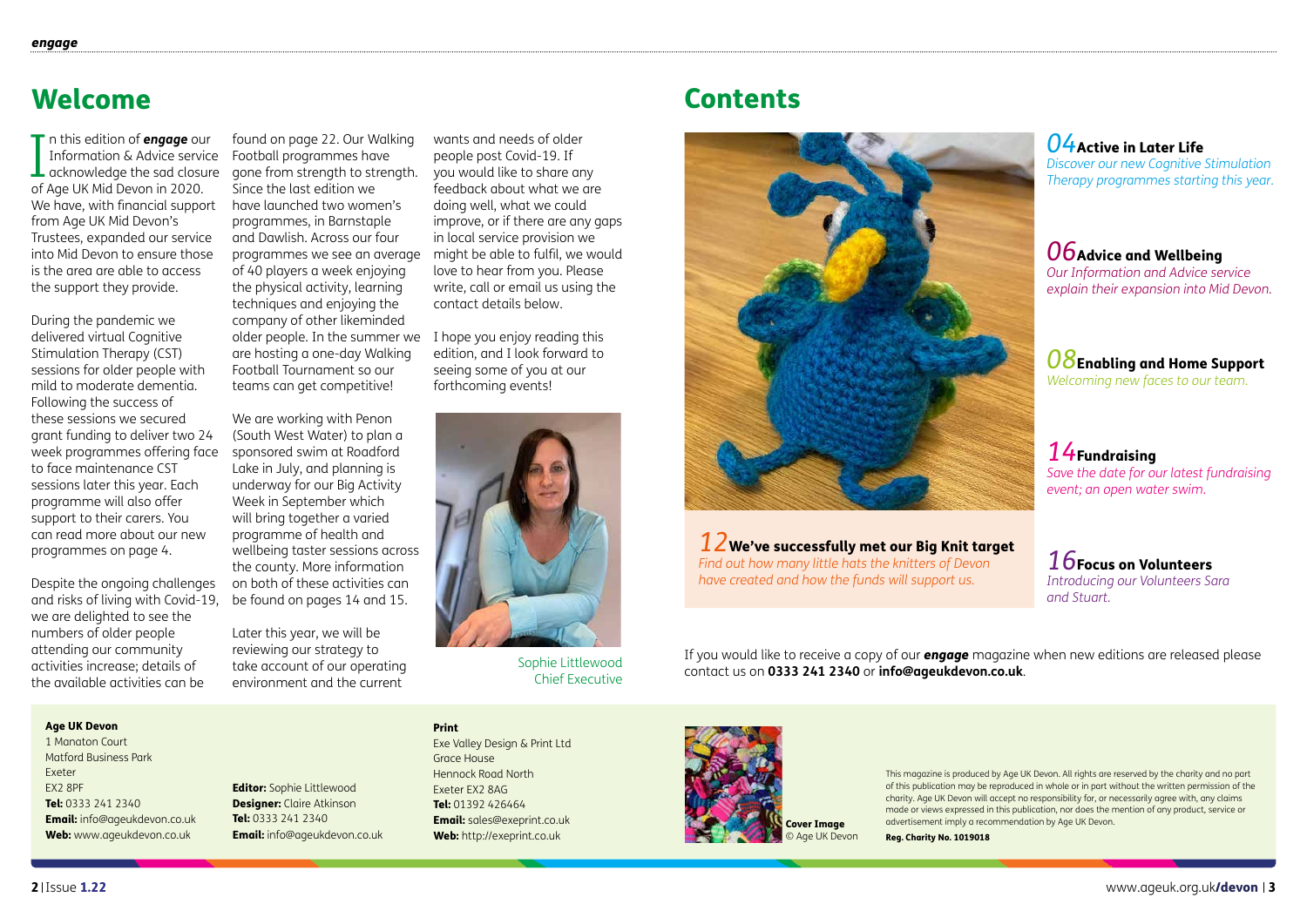# Welcome

In this edition of ***engage*** our Information & Advice service acknowledge the sad closure of Age UK Mid Devon in 2020. We have, with financial support from Age UK Mid Devon's Trustees, expanded our service into Mid Devon to ensure those is the area are able to access the support they provide.

During the pandemic we delivered virtual Cognitive Stimulation Therapy (CST) sessions for older people with mild to moderate dementia. Following the success of these sessions we secured grant funding to deliver two 24 week programmes offering face to face maintenance CST sessions later this year. Each programme will also offer support to their carers. You can read more about our new programmes on page 4.

Despite the ongoing challenges and risks of living with Covid-19, we are delighted to see the numbers of older people attending our community activities increase; details of the available activities can be found on page 22. Our Walking Football programmes have gone from strength to strength. Since the last edition we have launched two women's programmes, in Barnstaple and Dawlish. Across our four programmes we see an average of 40 players a week enjoying the physical activity, learning techniques and enjoying the company of other likeminded older people. In the summer we are hosting a one-day Walking Football Tournament so our teams can get competitive!

We are working with Penon (South West Water) to plan a sponsored swim at Roadford Lake in July, and planning is underway for our Big Activity Week in September which will bring together a varied programme of health and wellbeing taster sessions across the county. More information on both of these activities can be found on pages 14 and 15.

Later this year, we will be reviewing our strategy to take account of our operating environment and the current wants and needs of older people post Covid-19. If you would like to share any feedback about what we are doing well, what we could improve, or if there are any gaps in local service provision we might be able to fulfil, we would love to hear from you. Please write, call or email us using the contact details below.

I hope you enjoy reading this edition, and I look forward to seeing some of you at our forthcoming events!

Sophie Littlewood
Chief Executive

# Contents

**04 Active in Later Life**
*Discover our new Cognitive Stimulation Therapy programmes starting this year.*

**06 Advice and Wellbeing**
*Our Information and Advice service explain their expansion into Mid Devon.*

**08 Enabling and Home Support**
*Welcoming new faces to our team.*

**12 We've successfully met our Big Knit target**
*Find out how many little hats the knitters of Devon have created and how the funds will support us.*

**14 Fundraising**
*Save the date for our latest fundraising event; an open water swim.*

**16 Focus on Volunteers**
*Introducing our Volunteers Sara and Stuart.*

If you would like to receive a copy of our ***engage*** magazine when new editions are released please contact us on **0333 241 2340** or **info@ageukdevon.co.uk**.

**Age UK Devon**
1 Manaton Court
Matford Business Park
Exeter
EX2 8PF
**Tel:** 0333 241 2340
**Email:** info@ageukdevon.co.uk
**Web:** www.ageukdevon.co.uk

**Editor:** Sophie Littlewood
**Designer:** Claire Atkinson
**Tel:** 0333 241 2340
**Email:** info@ageukdevon.co.uk

**Print**
Exe Valley Design & Print Ltd
Grace House
Hennock Road North
Exeter EX2 8AG
**Tel:** 01392 426464
**Email:** sales@exeprint.co.uk
**Web:** http://exeprint.co.uk

**Cover Image**
© Age UK Devon

This magazine is produced by Age UK Devon. All rights are reserved by the charity and no part of this publication may be reproduced in whole or in part without the written permission of the charity. Age UK Devon will accept no responsibility for, or necessarily agree with, any claims made or views expressed in this publication, nor does the mention of any product, service or advertisement imply a recommendation by Age UK Devon.

**Reg. Charity No. 1019018**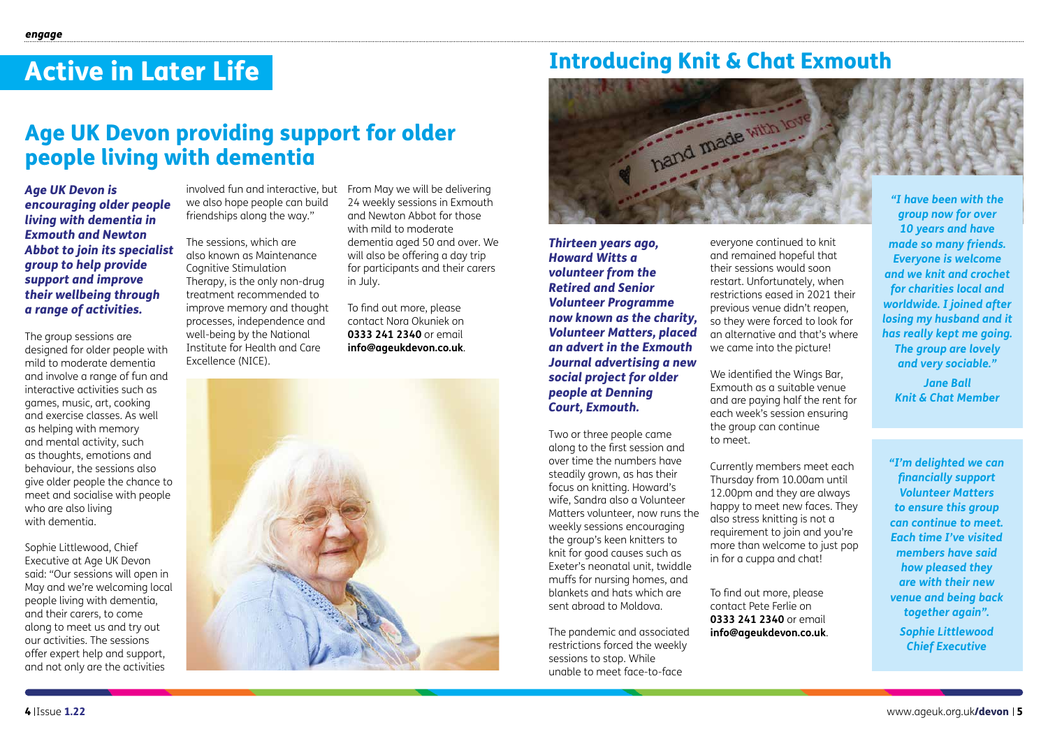# Active in Later Life

## Age UK Devon providing support for older people living with dementia

***Age UK Devon is encouraging older people living with dementia in Exmouth and Newton Abbot to join its specialist group to help provide support and improve their wellbeing through a range of activities.***

The group sessions are designed for older people with mild to moderate dementia and involve a range of fun and interactive activities such as games, music, art, cooking and exercise classes. As well as helping with memory and mental activity, such as thoughts, emotions and behaviour, the sessions also give older people the chance to meet and socialise with people who are also living with dementia.

Sophie Littlewood, Chief Executive at Age UK Devon said: "Our sessions will open in May and we're welcoming local people living with dementia, and their carers, to come along to meet us and try out our activities. The sessions offer expert help and support, and not only are the activities involved fun and interactive, but we also hope people can build friendships along the way."

The sessions, which are also known as Maintenance Cognitive Stimulation Therapy, is the only non-drug treatment recommended to improve memory and thought processes, independence and well-being by the National Institute for Health and Care Excellence (NICE).

From May we will be delivering 24 weekly sessions in Exmouth and Newton Abbot for those with mild to moderate dementia aged 50 and over. We will also be offering a day trip for participants and their carers in July.

To find out more, please contact Nora Okuniek on **0333 241 2340** or email **info@ageukdevon.co.uk**.

# Introducing Knit & Chat Exmouth

***Thirteen years ago, Howard Witts a volunteer from the Retired and Senior Volunteer Programme now known as the charity, Volunteer Matters, placed an advert in the Exmouth Journal advertising a new social project for older people at Denning Court, Exmouth.***

Two or three people came along to the first session and over time the numbers have steadily grown, as has their focus on knitting. Howard's wife, Sandra also a Volunteer Matters volunteer, now runs the weekly sessions encouraging the group's keen knitters to knit for good causes such as Exeter's neonatal unit, twiddle muffs for nursing homes, and blankets and hats which are sent abroad to Moldova.

The pandemic and associated restrictions forced the weekly sessions to stop. While unable to meet face-to-face everyone continued to knit and remained hopeful that their sessions would soon restart. Unfortunately, when restrictions eased in 2021 their previous venue didn't reopen, so they were forced to look for an alternative and that's where we came into the picture!

We identified the Wings Bar, Exmouth as a suitable venue and are paying half the rent for each week's session ensuring the group can continue to meet.

Currently members meet each Thursday from 10.00am until 12.00pm and they are always happy to meet new faces. They also stress knitting is not a requirement to join and you're more than welcome to just pop in for a cuppa and chat!

To find out more, please contact Pete Ferlie on **0333 241 2340** or email **info@ageukdevon.co.uk**.

***"I have been with the group now for over 10 years and have made so many friends. Everyone is welcome and we knit and crochet for charities local and worldwide. I joined after losing my husband and it has really kept me going. The group are lovely and very sociable."***

***Jane Ball***
***Knit & Chat Member***

***"I'm delighted we can financially support Volunteer Matters to ensure this group can continue to meet. Each time I've visited members have said how pleased they are with their new venue and being back together again".***

***Sophie Littlewood***
***Chief Executive***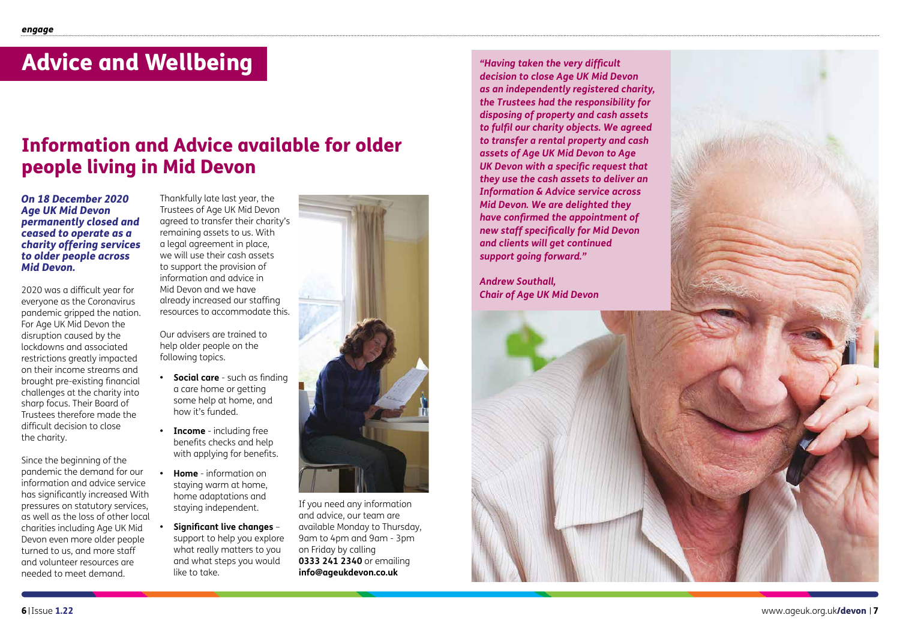# Advice and Wellbeing

## Information and Advice available for older people living in Mid Devon

***On 18 December 2020 Age UK Mid Devon permanently closed and ceased to operate as a charity offering services to older people across Mid Devon.***

2020 was a difficult year for everyone as the Coronavirus pandemic gripped the nation. For Age UK Mid Devon the disruption caused by the lockdowns and associated restrictions greatly impacted on their income streams and brought pre-existing financial challenges at the charity into sharp focus. Their Board of Trustees therefore made the difficult decision to close the charity.

Since the beginning of the pandemic the demand for our information and advice service has significantly increased With pressures on statutory services, as well as the loss of other local charities including Age UK Mid Devon even more older people turned to us, and more staff and volunteer resources are needed to meet demand.

Thankfully late last year, the Trustees of Age UK Mid Devon agreed to transfer their charity's remaining assets to us. With a legal agreement in place, we will use their cash assets to support the provision of information and advice in Mid Devon and we have already increased our staffing resources to accommodate this.

Our advisers are trained to help older people on the following topics.

- **Social care** - such as finding a care home or getting some help at home, and how it's funded.
- **Income** - including free benefits checks and help with applying for benefits.
- **Home** - information on staying warm at home, home adaptations and staying independent.
- **Significant live changes** – support to help you explore what really matters to you and what steps you would like to take.

If you need any information and advice, our team are available Monday to Thursday, 9am to 4pm and 9am - 3pm on Friday by calling **0333 241 2340** or emailing **info@ageukdevon.co.uk**

***"Having taken the very difficult decision to close Age UK Mid Devon as an independently registered charity, the Trustees had the responsibility for disposing of property and cash assets to fulfil our charity objects. We agreed to transfer a rental property and cash assets of Age UK Mid Devon to Age UK Devon with a specific request that they use the cash assets to deliver an Information & Advice service across Mid Devon. We are delighted they have confirmed the appointment of new staff specifically for Mid Devon and clients will get continued support going forward."***

***Andrew Southall, Chair of Age UK Mid Devon***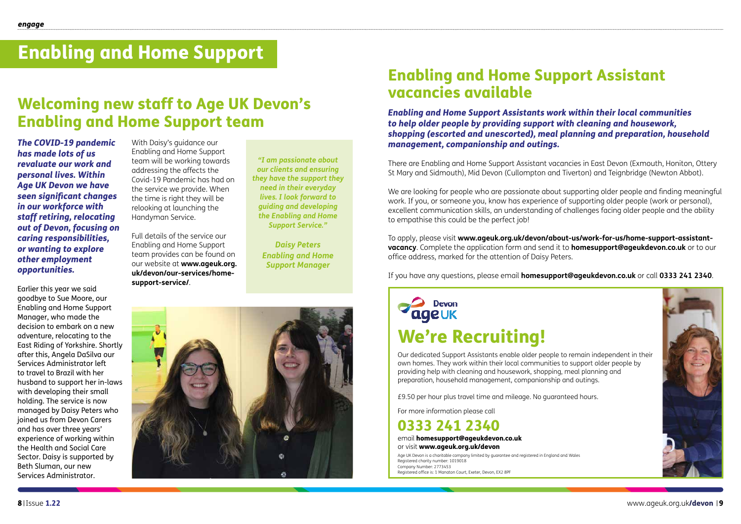# Enabling and Home Support

## Welcoming new staff to Age UK Devon's Enabling and Home Support team

***The COVID-19 pandemic has made lots of us revaluate our work and personal lives. Within Age UK Devon we have seen significant changes in our workforce with staff retiring, relocating out of Devon, focusing on caring responsibilities, or wanting to explore other employment opportunities.***

Earlier this year we said goodbye to Sue Moore, our Enabling and Home Support Manager, who made the decision to embark on a new adventure, relocating to the East Riding of Yorkshire. Shortly after this, Angela DaSilva our Services Administrator left to travel to Brazil with her husband to support her in-laws with developing their small holding. The service is now managed by Daisy Peters who joined us from Devon Carers and has over three years' experience of working within the Health and Social Care Sector. Daisy is supported by Beth Sluman, our new Services Administrator.

With Daisy's guidance our Enabling and Home Support team will be working towards addressing the affects the Covid-19 Pandemic has had on the service we provide. When the time is right they will be relooking at launching the Handyman Service.

Full details of the service our Enabling and Home Support team provides can be found on our website at **www.ageuk.org.uk/devon/our-services/home-support-service/**.

*"I am passionate about our clients and ensuring they have the support they need in their everyday lives. I look forward to guiding and developing the Enabling and Home Support Service."*

*Daisy Peters*
*Enabling and Home Support Manager*

## Enabling and Home Support Assistant vacancies available

***Enabling and Home Support Assistants work within their local communities to help older people by providing support with cleaning and housework, shopping (escorted and unescorted), meal planning and preparation, household management, companionship and outings.***

There are Enabling and Home Support Assistant vacancies in East Devon (Exmouth, Honiton, Ottery St Mary and Sidmouth), Mid Devon (Cullompton and Tiverton) and Teignbridge (Newton Abbot).

We are looking for people who are passionate about supporting older people and finding meaningful work. If you, or someone you, know has experience of supporting older people (work or personal), excellent communication skills, an understanding of challenges facing older people and the ability to empathise this could be the perfect job!

To apply, please visit **www.ageuk.org.uk/devon/about-us/work-for-us/home-support-assistant-vacancy**. Complete the application form and send it to **homesupport@ageukdevon.co.uk** or to our office address, marked for the attention of Daisy Peters.

If you have any questions, please email **homesupport@ageukdevon.co.uk** or call **0333 241 2340**.

Devon age UK

# We're Recruiting!

Our dedicated Support Assistants enable older people to remain independent in their own homes. They work within their local communities to support older people by providing help with cleaning and housework, shopping, meal planning and preparation, household management, companionship and outings.

£9.50 per hour plus travel time and mileage. No guaranteed hours.

For more information please call

## 0333 241 2340

email **homesupport@ageukdevon.co.uk**
or visit **www.ageuk.org.uk/devon**

Age UK Devon is a charitable company limited by guarantee and registered in England and Wales
Registered charity number: 1019018
Company Number: 2773453
Registered office is: 1 Manaton Court, Exeter, Devon, EX2 8PF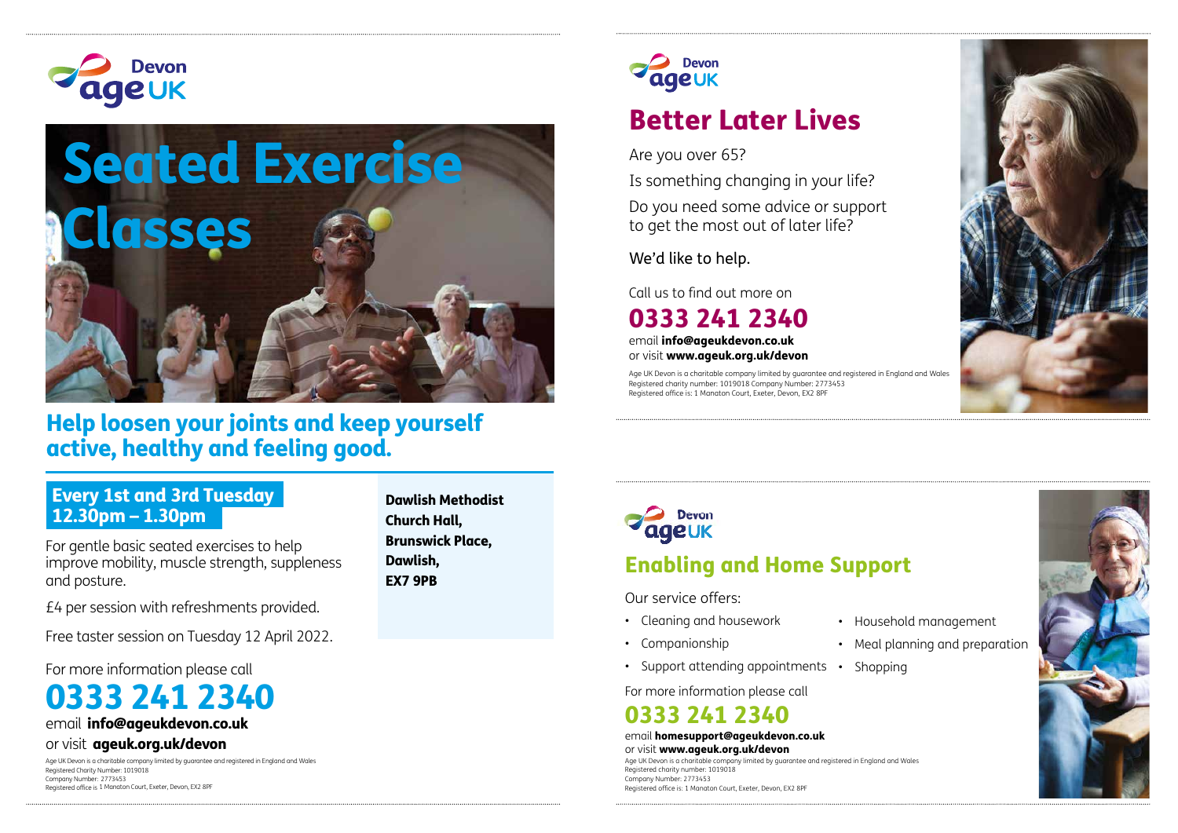Devon ageUK

# Seated Exercise Classes

## Help loosen your joints and keep yourself active, healthy and feeling good.

**Every 1st and 3rd Tuesday**
**12.30pm – 1.30pm**

For gentle basic seated exercises to help improve mobility, muscle strength, suppleness and posture.

£4 per session with refreshments provided.

Free taster session on Tuesday 12 April 2022.

**Dawlish Methodist Church Hall,**
**Brunswick Place,**
**Dawlish,**
**EX7 9PB**

For more information please call

**0333 241 2340**

email **info@ageukdevon.co.uk**

or visit **ageuk.org.uk/devon**

Age UK Devon is a charitable company limited by guarantee and registered in England and Wales
Registered Charity Number: 1019018
Company Number: 2773453
Registered office is 1 Manaton Court, Exeter, Devon, EX2 8PF

---

Devon ageUK

# Better Later Lives

Are you over 65?

Is something changing in your life?

Do you need some advice or support to get the most out of later life?

We'd like to help.

Call us to find out more on

**0333 241 2340**

email **info@ageukdevon.co.uk**
or visit **www.ageuk.org.uk/devon**

Age UK Devon is a charitable company limited by guarantee and registered in England and Wales
Registered charity number: 1019018 Company Number: 2773453
Registered office is: 1 Manaton Court, Exeter, Devon, EX2 8PF

---

Devon ageUK

# Enabling and Home Support

Our service offers:

- Cleaning and housework
- Companionship
- Support attending appointments
- Household management
- Meal planning and preparation
- Shopping

For more information please call

**0333 241 2340**

email **homesupport@ageukdevon.co.uk**
or visit **www.ageuk.org.uk/devon**

Age UK Devon is a charitable company limited by guarantee and registered in England and Wales
Registered charity number: 1019018
Company Number: 2773453
Registered office is: 1 Manaton Court, Exeter, Devon, EX2 8PF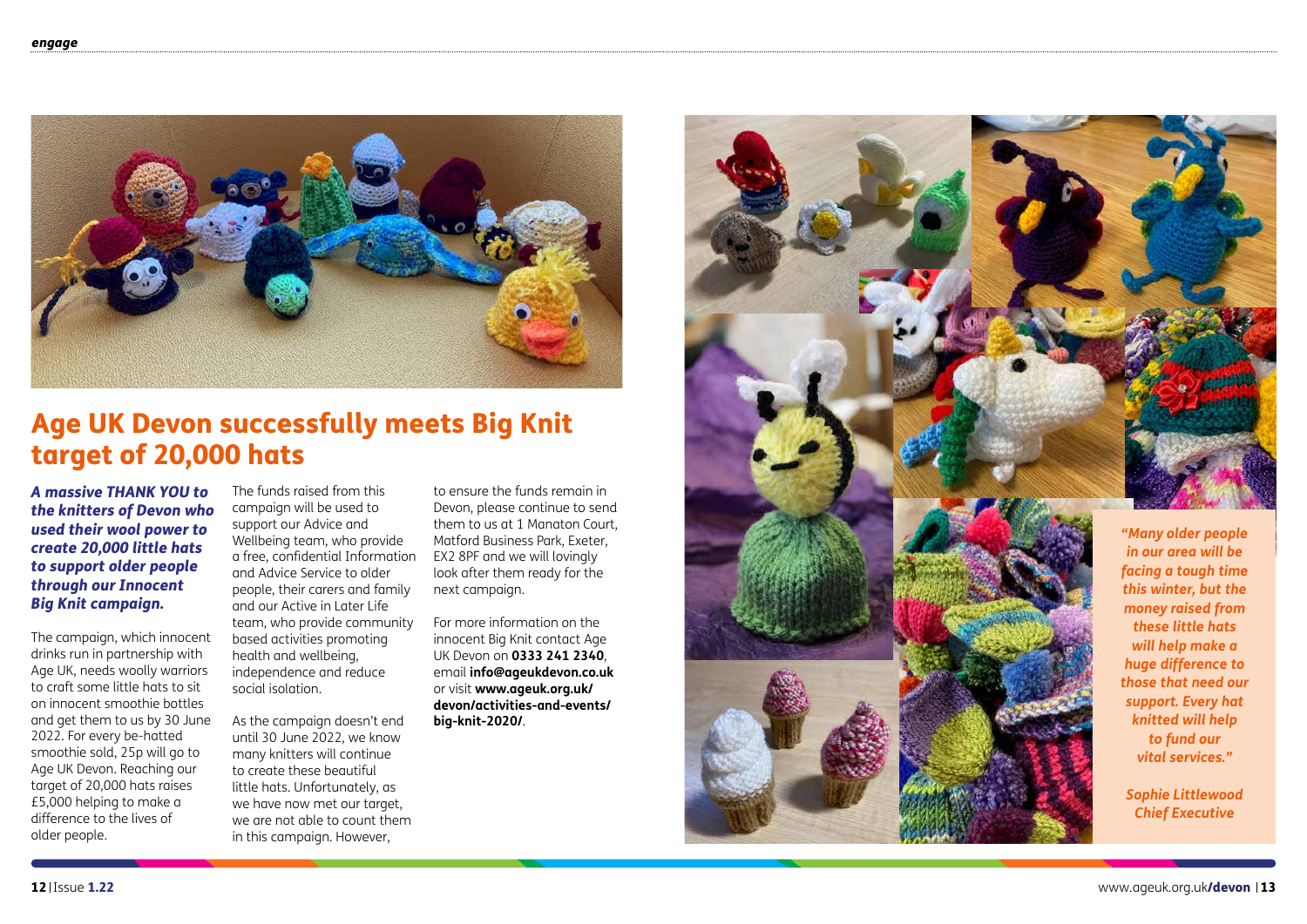# Age UK Devon successfully meets Big Knit target of 20,000 hats

***A massive THANK YOU to the knitters of Devon who used their wool power to create 20,000 little hats to support older people through our Innocent Big Knit campaign.***

The campaign, which innocent drinks run in partnership with Age UK, needs woolly warriors to craft some little hats to sit on innocent smoothie bottles and get them to us by 30 June 2022. For every be-hatted smoothie sold, 25p will go to Age UK Devon. Reaching our target of 20,000 hats raises £5,000 helping to make a difference to the lives of older people.

The funds raised from this campaign will be used to support our Advice and Wellbeing team, who provide a free, confidential Information and Advice Service to older people, their carers and family and our Active in Later Life team, who provide community based activities promoting health and wellbeing, independence and reduce social isolation.

As the campaign doesn't end until 30 June 2022, we know many knitters will continue to create these beautiful little hats. Unfortunately, as we have now met our target, we are not able to count them in this campaign. However, to ensure the funds remain in Devon, please continue to send them to us at 1 Manaton Court, Matford Business Park, Exeter, EX2 8PF and we will lovingly look after them ready for the next campaign.

For more information on the innocent Big Knit contact Age UK Devon on **0333 241 2340**, email **info@ageukdevon.co.uk** or visit **www.ageuk.org.uk/devon/activities-and-events/big-knit-2020/**.

***"Many older people in our area will be facing a tough time this winter, but the money raised from these little hats will help make a huge difference to those that need our support. Every hat knitted will help to fund our vital services."***

***Sophie Littlewood***
***Chief Executive***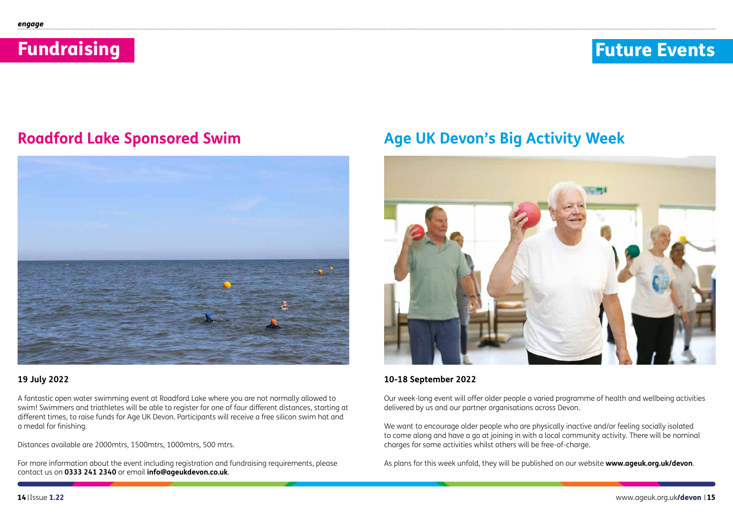# Fundraising

## Roadford Lake Sponsored Swim

**19 July 2022**

A fantastic open water swimming event at Roadford Lake where you are not normally allowed to swim! Swimmers and triathletes will be able to register for one of four different distances, starting at different times, to raise funds for Age UK Devon. Participants will receive a free silicon swim hat and a medal for finishing.

Distances available are 2000mtrs, 1500mtrs, 1000mtrs, 500 mtrs.

For more information about the event including registration and fundraising requirements, please contact us on **0333 241 2340** or email **info@ageukdevon.co.uk**.

# Future Events

## Age UK Devon's Big Activity Week

**10-18 September 2022**

Our week-long event will offer older people a varied programme of health and wellbeing activities delivered by us and our partner organisations across Devon.

We want to encourage older people who are physically inactive and/or feeling socially isolated to come along and have a go at joining in with a local community activity. There will be nominal charges for some activities whilst others will be free-of-charge.

As plans for this week unfold, they will be published on our website **www.ageuk.org.uk/devon**.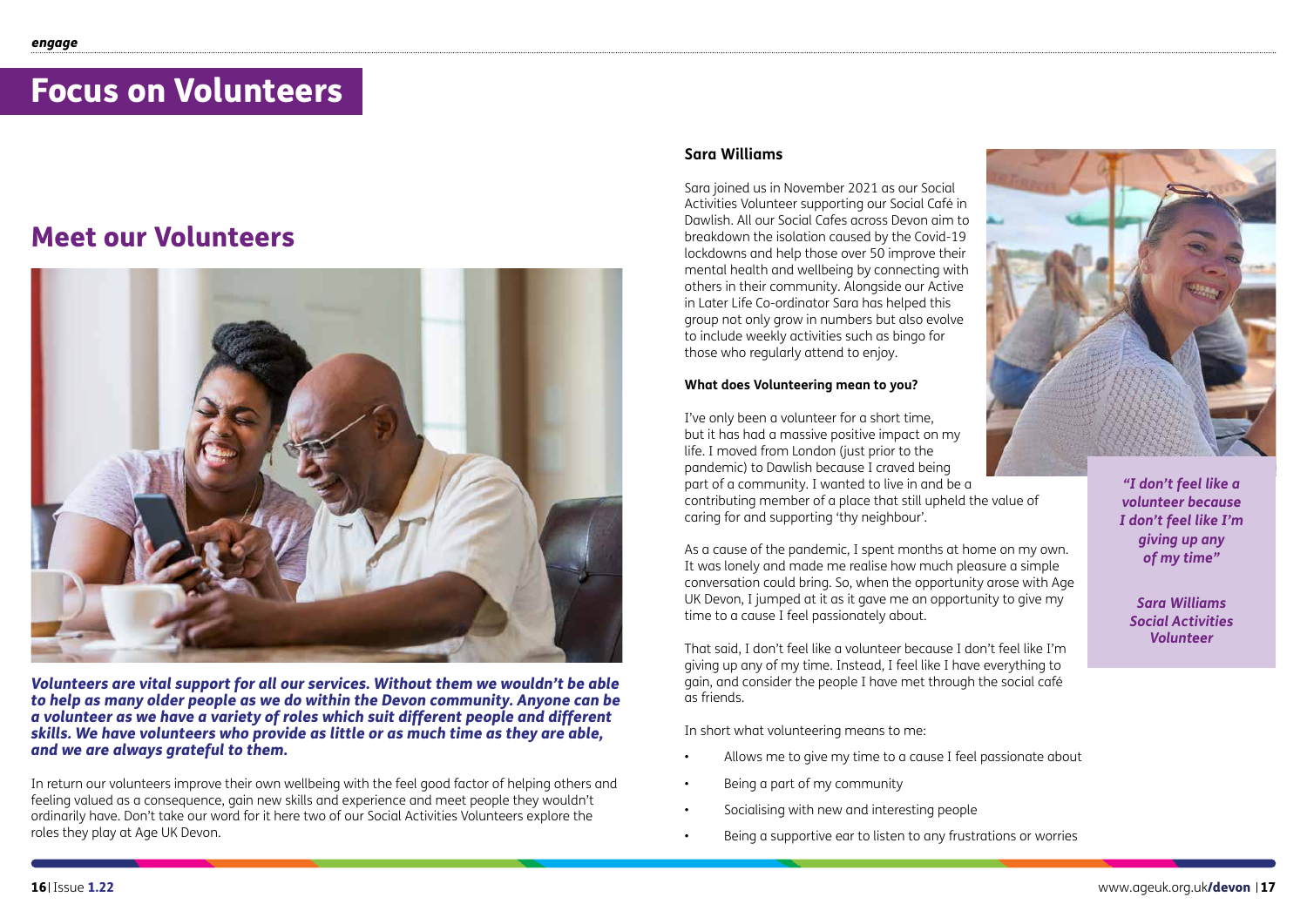# Focus on Volunteers

## Meet our Volunteers

***Volunteers are vital support for all our services. Without them we wouldn't be able to help as many older people as we do within the Devon community. Anyone can be a volunteer as we have a variety of roles which suit different people and different skills. We have volunteers who provide as little or as much time as they are able, and we are always grateful to them.***

In return our volunteers improve their own wellbeing with the feel good factor of helping others and feeling valued as a consequence, gain new skills and experience and meet people they wouldn't ordinarily have. Don't take our word for it here two of our Social Activities Volunteers explore the roles they play at Age UK Devon.

### Sara Williams

Sara joined us in November 2021 as our Social Activities Volunteer supporting our Social Café in Dawlish. All our Social Cafes across Devon aim to breakdown the isolation caused by the Covid-19 lockdowns and help those over 50 improve their mental health and wellbeing by connecting with others in their community. Alongside our Active in Later Life Co-ordinator Sara has helped this group not only grow in numbers but also evolve to include weekly activities such as bingo for those who regularly attend to enjoy.

**What does Volunteering mean to you?**

I've only been a volunteer for a short time, but it has had a massive positive impact on my life. I moved from London (just prior to the pandemic) to Dawlish because I craved being part of a community. I wanted to live in and be a contributing member of a place that still upheld the value of caring for and supporting 'thy neighbour'.

As a cause of the pandemic, I spent months at home on my own. It was lonely and made me realise how much pleasure a simple conversation could bring. So, when the opportunity arose with Age UK Devon, I jumped at it as it gave me an opportunity to give my time to a cause I feel passionately about.

That said, I don't feel like a volunteer because I don't feel like I'm giving up any of my time. Instead, I feel like I have everything to gain, and consider the people I have met through the social café as friends.

In short what volunteering means to me:

- Allows me to give my time to a cause I feel passionate about
- Being a part of my community
- Socialising with new and interesting people
- Being a supportive ear to listen to any frustrations or worries

***"I don't feel like a volunteer because I don't feel like I'm giving up any of my time"***

***Sara Williams***
***Social Activities Volunteer***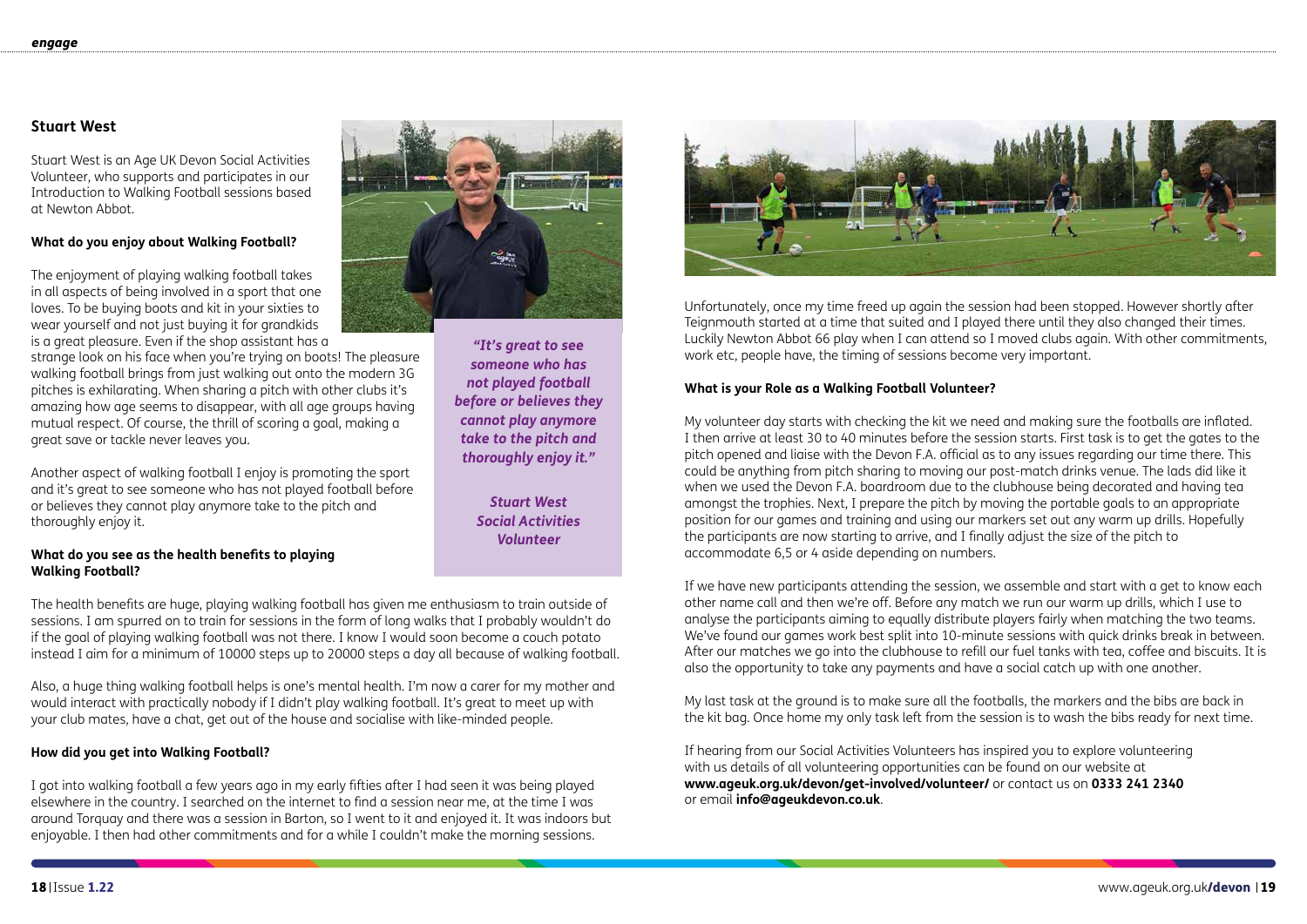## Stuart West

Stuart West is an Age UK Devon Social Activities Volunteer, who supports and participates in our Introduction to Walking Football sessions based at Newton Abbot.

**What do you enjoy about Walking Football?**

The enjoyment of playing walking football takes in all aspects of being involved in a sport that one loves. To be buying boots and kit in your sixties to wear yourself and not just buying it for grandkids is a great pleasure. Even if the shop assistant has a strange look on his face when you're trying on boots! The pleasure walking football brings from just walking out onto the modern 3G pitches is exhilarating. When sharing a pitch with other clubs it's amazing how age seems to disappear, with all age groups having mutual respect. Of course, the thrill of scoring a goal, making a great save or tackle never leaves you.

Another aspect of walking football I enjoy is promoting the sport and it's great to see someone who has not played football before or believes they cannot play anymore take to the pitch and thoroughly enjoy it.

> ***"It's great to see someone who has not played football before or believes they cannot play anymore take to the pitch and thoroughly enjoy it."***
>
> ***Stuart West Social Activities Volunteer***

**What do you see as the health benefits to playing Walking Football?**

The health benefits are huge, playing walking football has given me enthusiasm to train outside of sessions. I am spurred on to train for sessions in the form of long walks that I probably wouldn't do if the goal of playing walking football was not there. I know I would soon become a couch potato instead I aim for a minimum of 10000 steps up to 20000 steps a day all because of walking football.

Also, a huge thing walking football helps is one's mental health. I'm now a carer for my mother and would interact with practically nobody if I didn't play walking football. It's great to meet up with your club mates, have a chat, get out of the house and socialise with like-minded people.

**How did you get into Walking Football?**

I got into walking football a few years ago in my early fifties after I had seen it was being played elsewhere in the country. I searched on the internet to find a session near me, at the time I was around Torquay and there was a session in Barton, so I went to it and enjoyed it. It was indoors but enjoyable. I then had other commitments and for a while I couldn't make the morning sessions.

Unfortunately, once my time freed up again the session had been stopped. However shortly after Teignmouth started at a time that suited and I played there until they also changed their times. Luckily Newton Abbot 66 play when I can attend so I moved clubs again. With other commitments, work etc, people have, the timing of sessions become very important.

**What is your Role as a Walking Football Volunteer?**

My volunteer day starts with checking the kit we need and making sure the footballs are inflated. I then arrive at least 30 to 40 minutes before the session starts. First task is to get the gates to the pitch opened and liaise with the Devon F.A. official as to any issues regarding our time there. This could be anything from pitch sharing to moving our post-match drinks venue. The lads did like it when we used the Devon F.A. boardroom due to the clubhouse being decorated and having tea amongst the trophies. Next, I prepare the pitch by moving the portable goals to an appropriate position for our games and training and using our markers set out any warm up drills. Hopefully the participants are now starting to arrive, and I finally adjust the size of the pitch to accommodate 6,5 or 4 aside depending on numbers.

If we have new participants attending the session, we assemble and start with a get to know each other name call and then we're off. Before any match we run our warm up drills, which I use to analyse the participants aiming to equally distribute players fairly when matching the two teams. We've found our games work best split into 10-minute sessions with quick drinks break in between. After our matches we go into the clubhouse to refill our fuel tanks with tea, coffee and biscuits. It is also the opportunity to take any payments and have a social catch up with one another.

My last task at the ground is to make sure all the footballs, the markers and the bibs are back in the kit bag. Once home my only task left from the session is to wash the bibs ready for next time.

If hearing from our Social Activities Volunteers has inspired you to explore volunteering with us details of all volunteering opportunities can be found on our website at **www.ageuk.org.uk/devon/get-involved/volunteer/** or contact us on **0333 241 2340** or email **info@ageukdevon.co.uk**.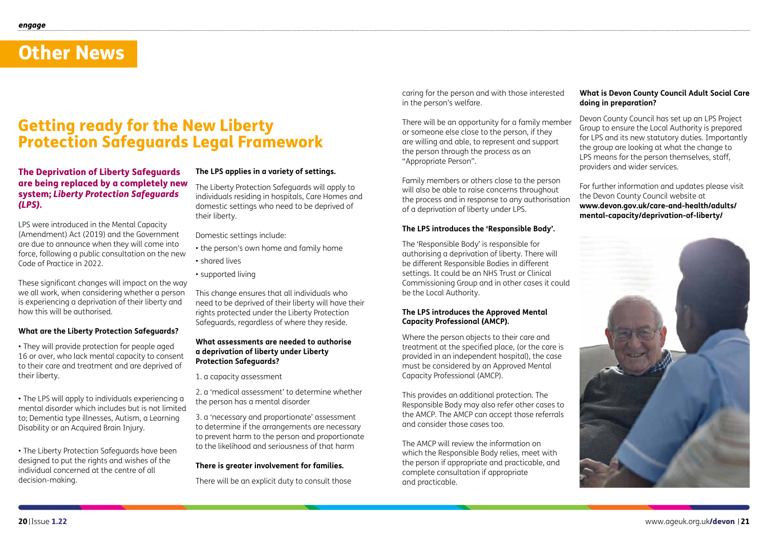# Other News

## Getting ready for the New Liberty Protection Safeguards Legal Framework

### The Deprivation of Liberty Safeguards are being replaced by a completely new system; *Liberty Protection Safeguards (LPS).*

LPS were introduced in the Mental Capacity (Amendment) Act (2019) and the Government are due to announce when they will come into force, following a public consultation on the new Code of Practice in 2022.

These significant changes will impact on the way we all work, when considering whether a person is experiencing a deprivation of their liberty and how this will be authorised.

**What are the Liberty Protection Safeguards?**

• They will provide protection for people aged 16 or over, who lack mental capacity to consent to their care and treatment and are deprived of their liberty.

• The LPS will apply to individuals experiencing a mental disorder which includes but is not limited to; Dementia type illnesses, Autism, a Learning Disability or an Acquired Brain Injury.

• The Liberty Protection Safeguards have been designed to put the rights and wishes of the individual concerned at the centre of all decision-making.

**The LPS applies in a variety of settings.**

The Liberty Protection Safeguards will apply to individuals residing in hospitals, Care Homes and domestic settings who need to be deprived of their liberty.

Domestic settings include:

- the person's own home and family home
- shared lives
- supported living

This change ensures that all individuals who need to be deprived of their liberty will have their rights protected under the Liberty Protection Safeguards, regardless of where they reside.

**What assessments are needed to authorise a deprivation of liberty under Liberty Protection Safeguards?**

1. a capacity assessment
2. a 'medical assessment' to determine whether the person has a mental disorder
3. a 'necessary and proportionate' assessment to determine if the arrangements are necessary to prevent harm to the person and proportionate to the likelihood and seriousness of that harm

**There is greater involvement for families.**

There will be an explicit duty to consult those caring for the person and with those interested in the person's welfare.

There will be an opportunity for a family member or someone else close to the person, if they are willing and able, to represent and support the person through the process as an "Appropriate Person".

Family members or others close to the person will also be able to raise concerns throughout the process and in response to any authorisation of a deprivation of liberty under LPS.

**The LPS introduces the 'Responsible Body'.**

The 'Responsible Body' is responsible for authorising a deprivation of liberty. There will be different Responsible Bodies in different settings. It could be an NHS Trust or Clinical Commissioning Group and in other cases it could be the Local Authority.

**The LPS introduces the Approved Mental Capacity Professional (AMCP).**

Where the person objects to their care and treatment at the specified place, (or the care is provided in an independent hospital), the case must be considered by an Approved Mental Capacity Professional (AMCP).

This provides an additional protection. The Responsible Body may also refer other cases to the AMCP. The AMCP can accept those referrals and consider those cases too.

The AMCP will review the information on which the Responsible Body relies, meet with the person if appropriate and practicable, and complete consultation if appropriate and practicable.

**What is Devon County Council Adult Social Care doing in preparation?**

Devon County Council has set up an LPS Project Group to ensure the Local Authority is prepared for LPS and its new statutory duties. Importantly the group are looking at what the change to LPS means for the person themselves, staff, providers and wider services.

For further information and updates please visit the Devon County Council website at **www.devon.gov.uk/care-and-health/adults/mental-capacity/deprivation-of-liberty/**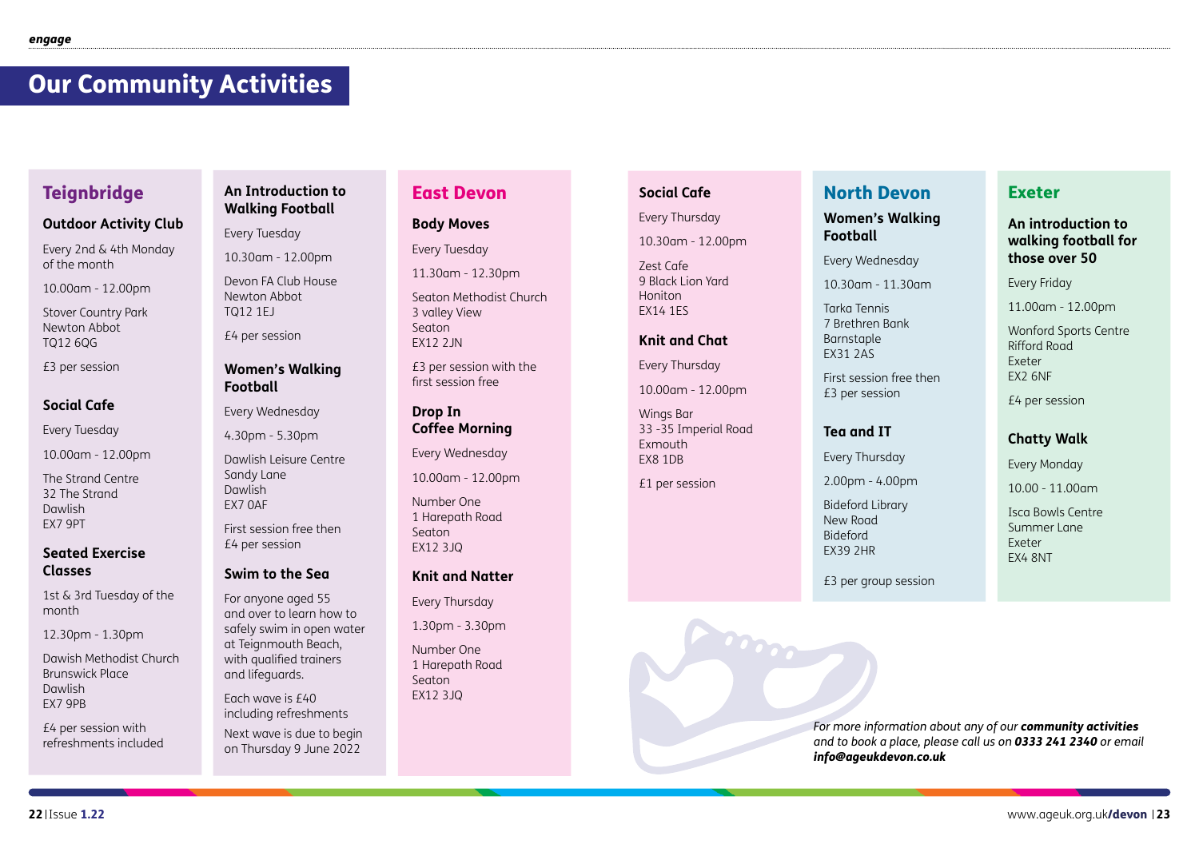# Our Community Activities

## Teignbridge

### Outdoor Activity Club

Every 2nd & 4th Monday of the month

10.00am - 12.00pm

Stover Country Park
Newton Abbot
TQ12 6QG

£3 per session

### Social Cafe

Every Tuesday

10.00am - 12.00pm

The Strand Centre
32 The Strand
Dawlish
EX7 9PT

### Seated Exercise Classes

1st & 3rd Tuesday of the month

12.30pm - 1.30pm

Dawish Methodist Church
Brunswick Place
Dawlish
EX7 9PB

£4 per session with refreshments included

### An Introduction to Walking Football

Every Tuesday

10.30am - 12.00pm

Devon FA Club House
Newton Abbot
TQ12 1EJ

£4 per session

### Women's Walking Football

Every Wednesday

4.30pm - 5.30pm

Dawlish Leisure Centre
Sandy Lane
Dawlish
EX7 0AF

First session free then £4 per session

### Swim to the Sea

For anyone aged 55 and over to learn how to safely swim in open water at Teignmouth Beach, with qualified trainers and lifeguards.

Each wave is £40 including refreshments

Next wave is due to begin on Thursday 9 June 2022

## East Devon

### Body Moves

Every Tuesday

11.30am - 12.30pm

Seaton Methodist Church
3 valley View
Seaton
EX12 2JN

£3 per session with the first session free

### Drop In Coffee Morning

Every Wednesday

10.00am - 12.00pm

Number One
1 Harepath Road
Seaton
EX12 3JQ

### Knit and Natter

Every Thursday

1.30pm - 3.30pm

Number One
1 Harepath Road
Seaton
EX12 3JQ

### Social Cafe

Every Thursday

10.30am - 12.00pm

Zest Cafe
9 Black Lion Yard
Honiton
EX14 1ES

### Knit and Chat

Every Thursday

10.00am - 12.00pm

Wings Bar
33 -35 Imperial Road
Exmouth
EX8 1DB

£1 per session

## North Devon

### Women's Walking Football

Every Wednesday

10.30am - 11.30am

Tarka Tennis
7 Brethren Bank
Barnstaple
EX31 2AS

First session free then £3 per session

### Tea and IT

Every Thursday

2.00pm - 4.00pm

Bideford Library
New Road
Bideford
EX39 2HR

£3 per group session

## Exeter

### An introduction to walking football for those over 50

Every Friday

11.00am - 12.00pm

Wonford Sports Centre
Rifford Road
Exeter
EX2 6NF

£4 per session

### Chatty Walk

Every Monday

10.00 - 11.00am

Isca Bowls Centre
Summer Lane
Exeter
EX4 8NT

*For more information about any of our **community activities** and to book a place, please call us on **0333 241 2340** or email **info@ageukdevon.co.uk***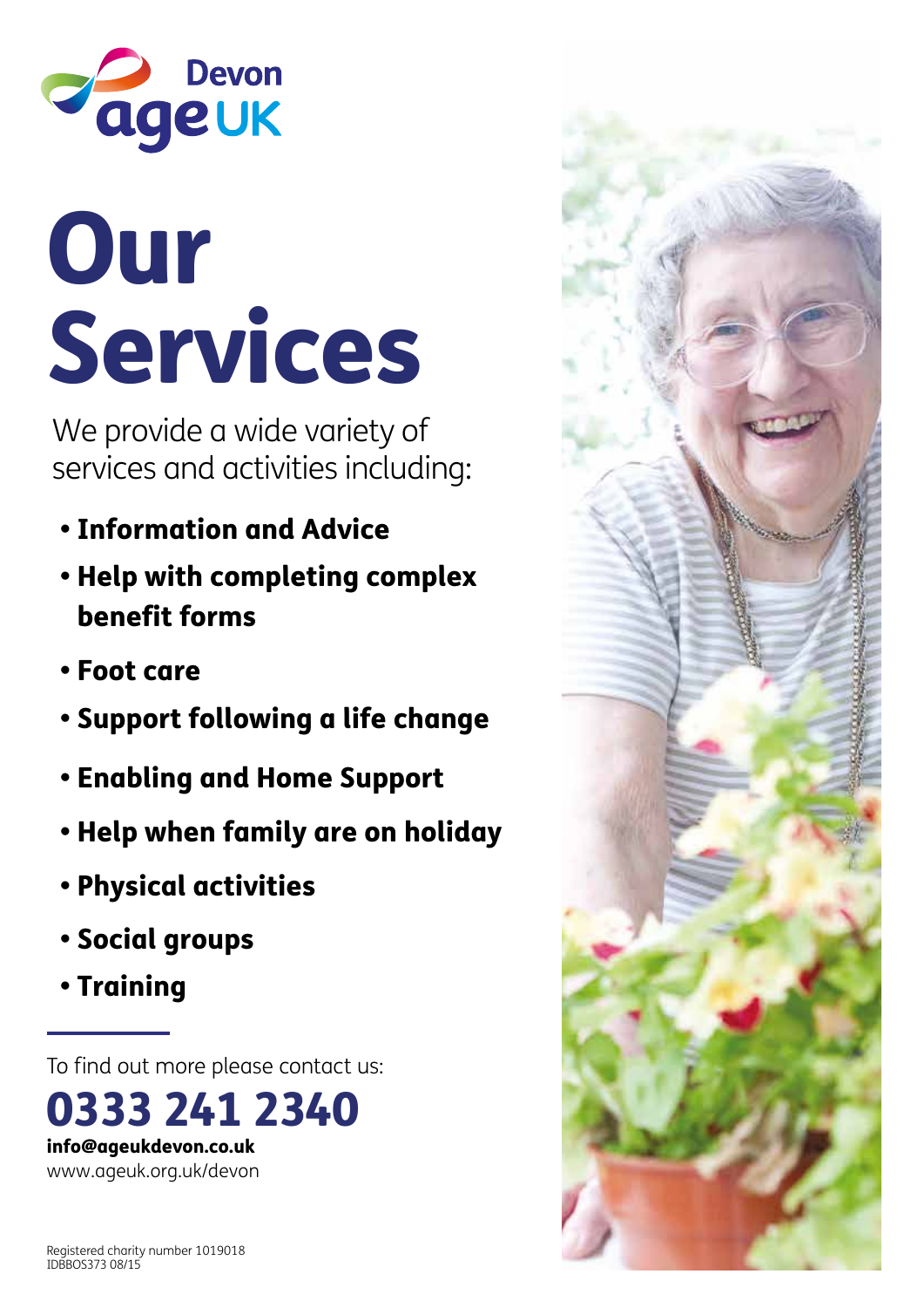Devon age UK

# Our Services

We provide a wide variety of services and activities including:

- **Information and Advice**
- **Help with completing complex benefit forms**
- **Foot care**
- **Support following a life change**
- **Enabling and Home Support**
- **Help when family are on holiday**
- **Physical activities**
- **Social groups**
- **Training**

To find out more please contact us:

## 0333 241 2340

**info@ageukdevon.co.uk**
www.ageuk.org.uk/devon

Registered charity number 1019018
IDBBOS373 08/15